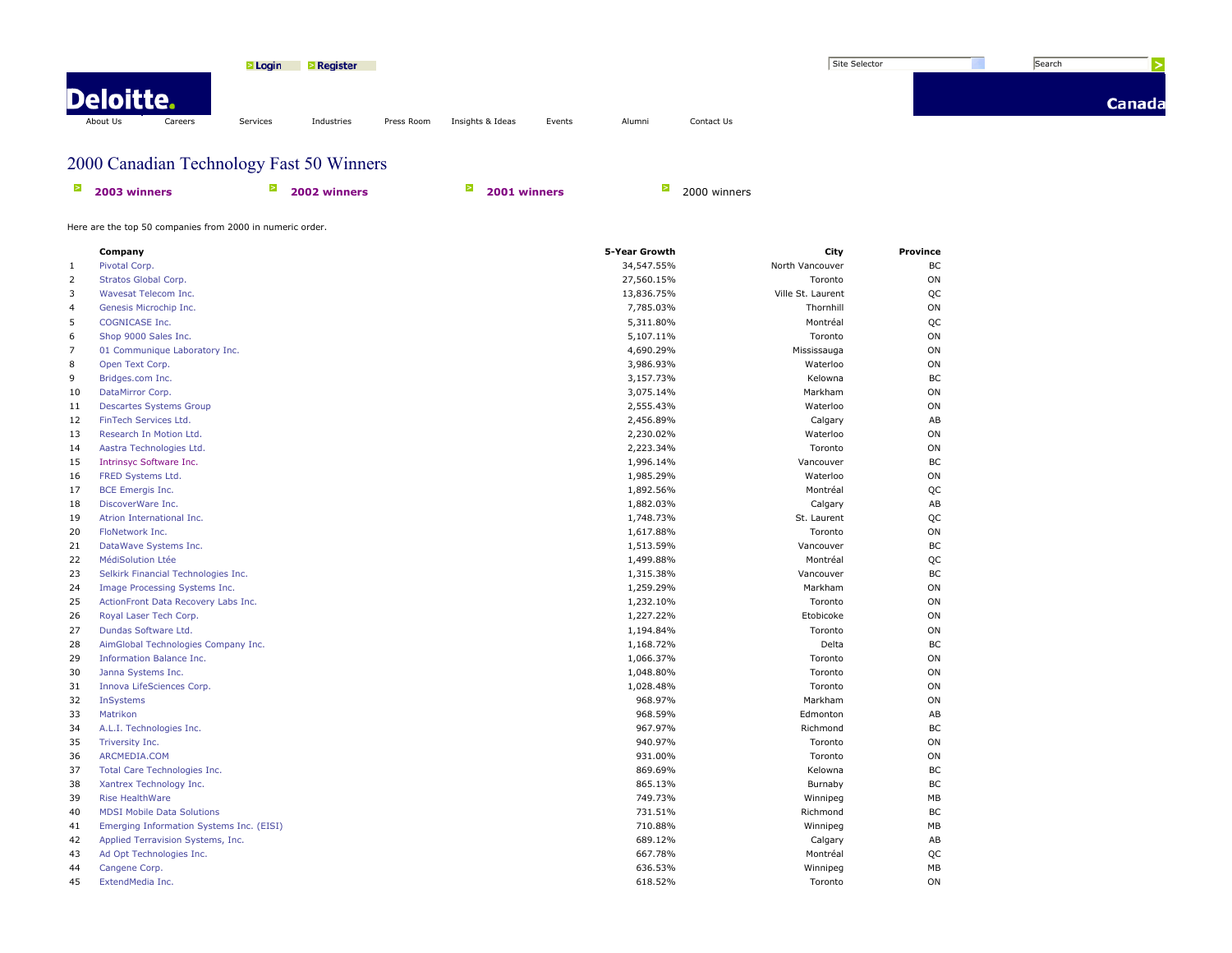Login Register

Site Selector Search

Deloitte.

Canada

About Us Careers Services Industries Press Room Insights & Ideas Events Alumni Contact Us

# 2000 Canadian Technology Fast 50 Winners

**2003 winners** **2002 winners** **2001 winners** 2000 winners

Here are the top 50 companies from 2000 in numeric order.

| | Company | 5-Year Growth | City | Province |
|---|---|---|---|---|
| 1 | Pivotal Corp. | 34,547.55% | North Vancouver | BC |
| 2 | Stratos Global Corp. | 27,560.15% | Toronto | ON |
| 3 | Wavesat Telecom Inc. | 13,836.75% | Ville St. Laurent | QC |
| 4 | Genesis Microchip Inc. | 7,785.03% | Thornhill | ON |
| 5 | COGNICASE Inc. | 5,311.80% | Montréal | QC |
| 6 | Shop 9000 Sales Inc. | 5,107.11% | Toronto | ON |
| 7 | 01 Communique Laboratory Inc. | 4,690.29% | Mississauga | ON |
| 8 | Open Text Corp. | 3,986.93% | Waterloo | ON |
| 9 | Bridges.com Inc. | 3,157.73% | Kelowna | BC |
| 10 | DataMirror Corp. | 3,075.14% | Markham | ON |
| 11 | Descartes Systems Group | 2,555.43% | Waterloo | ON |
| 12 | FinTech Services Ltd. | 2,456.89% | Calgary | AB |
| 13 | Research In Motion Ltd. | 2,230.02% | Waterloo | ON |
| 14 | Aastra Technologies Ltd. | 2,223.34% | Toronto | ON |
| 15 | Intrinsyc Software Inc. | 1,996.14% | Vancouver | BC |
| 16 | FRED Systems Ltd. | 1,985.29% | Waterloo | ON |
| 17 | BCE Emergis Inc. | 1,892.56% | Montréal | QC |
| 18 | DiscoverWare Inc. | 1,882.03% | Calgary | AB |
| 19 | Atrion International Inc. | 1,748.73% | St. Laurent | QC |
| 20 | FloNetwork Inc. | 1,617.88% | Toronto | ON |
| 21 | DataWave Systems Inc. | 1,513.59% | Vancouver | BC |
| 22 | MédiSolution Ltée | 1,499.88% | Montréal | QC |
| 23 | Selkirk Financial Technologies Inc. | 1,315.38% | Vancouver | BC |
| 24 | Image Processing Systems Inc. | 1,259.29% | Markham | ON |
| 25 | ActionFront Data Recovery Labs Inc. | 1,232.10% | Toronto | ON |
| 26 | Royal Laser Tech Corp. | 1,227.22% | Etobicoke | ON |
| 27 | Dundas Software Ltd. | 1,194.84% | Toronto | ON |
| 28 | AimGlobal Technologies Company Inc. | 1,168.72% | Delta | BC |
| 29 | Information Balance Inc. | 1,066.37% | Toronto | ON |
| 30 | Janna Systems Inc. | 1,048.80% | Toronto | ON |
| 31 | Innova LifeSciences Corp. | 1,028.48% | Toronto | ON |
| 32 | InSystems | 968.97% | Markham | ON |
| 33 | Matrikon | 968.59% | Edmonton | AB |
| 34 | A.L.I. Technologies Inc. | 967.97% | Richmond | BC |
| 35 | Triversity Inc. | 940.97% | Toronto | ON |
| 36 | ARCMEDIA.COM | 931.00% | Toronto | ON |
| 37 | Total Care Technologies Inc. | 869.69% | Kelowna | BC |
| 38 | Xantrex Technology Inc. | 865.13% | Burnaby | BC |
| 39 | Rise HealthWare | 749.73% | Winnipeg | MB |
| 40 | MDSI Mobile Data Solutions | 731.51% | Richmond | BC |
| 41 | Emerging Information Systems Inc. (EISI) | 710.88% | Winnipeg | MB |
| 42 | Applied Terravision Systems, Inc. | 689.12% | Calgary | AB |
| 43 | Ad Opt Technologies Inc. | 667.78% | Montréal | QC |
| 44 | Cangene Corp. | 636.53% | Winnipeg | MB |
| 45 | ExtendMedia Inc. | 618.52% | Toronto | ON |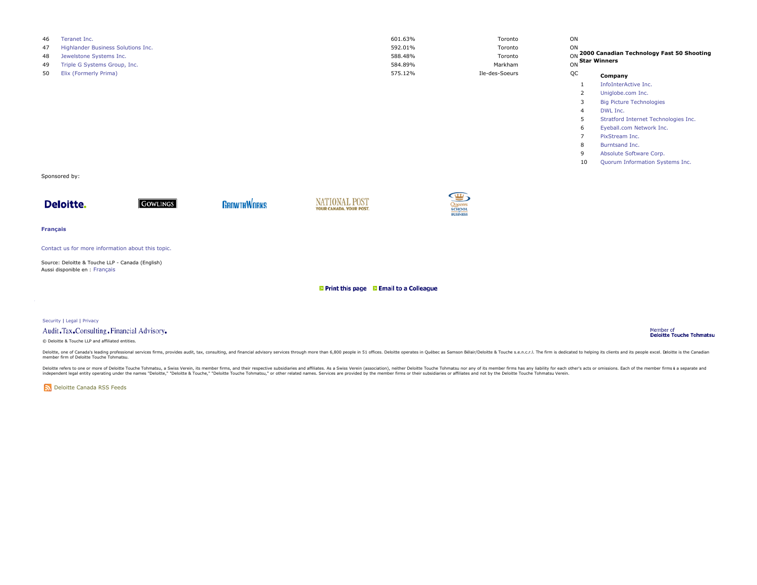| | | | | |
|---|---|---|---|---|
| 46 | Teranet Inc. | 601.63% | Toronto | ON |
| 47 | Highlander Business Solutions Inc. | 592.01% | Toronto | ON |
| 48 | Jewelstone Systems Inc. | 588.48% | Toronto | ON |
| 49 | Triple G Systems Group, Inc. | 584.89% | Markham | ON |
| 50 | Elix (Formerly Prima) | 575.12% | Ile-des-Soeurs | QC |

**2000 Canadian Technology Fast 50 Shooting Star Winners**

| | Company |
|---|---|
| 1 | InfoInterActive Inc. |
| 2 | Uniglobe.com Inc. |
| 3 | Big Picture Technologies |
| 4 | DWL Inc. |
| 5 | Stratford Internet Technologies Inc. |
| 6 | Eyeball.com Network Inc. |
| 7 | PixStream Inc. |
| 8 | Burntsand Inc. |
| 9 | Absolute Software Corp. |
| 10 | Quorum Information Systems Inc. |

Sponsored by:

Deloitte. GOWLINGS GROWTHWORKS NATIONAL POST YOUR CANADA. YOUR POST. Queen's SCHOOL of BUSINESS

**Français**

Contact us for more information about this topic.

Source: Deloitte & Touche LLP - Canada (English)
Aussi disponible en : Français

Print this page Email to a Colleague

Security | Legal | Privacy

Audit.Tax.Consulting.Financial Advisory.

Member of Deloitte Touche Tohmatsu

© Deloitte & Touche LLP and affiliated entities.

Deloitte, one of Canada's leading professional services firms, provides audit, tax, consulting, and financial advisory services through more than 6,800 people in 51 offices. Deloitte operates in Québec as Samson Bélair/Deloitte & Touche s.e.n.c.r.l. The firm is dedicated to helping its clients and its people excel. Deloitte is the Canadian member firm of Deloitte Touche Tohmatsu.

Deloitte refers to one or more of Deloitte Touche Tohmatsu, a Swiss Verein, its member firms, and their respective subsidiaries and affiliates. As a Swiss Verein (association), neither Deloitte Touche Tohmatsu nor any of its member firms has any liability for each other's acts or omissions. Each of the member firms is a separate and independent legal entity operating under the names "Deloitte," "Deloitte & Touche," "Deloitte Touche Tohmatsu," or other related names. Services are provided by the member firms or their subsidiaries or affiliates and not by the Deloitte Touche Tohmatsu Verein.

Deloitte Canada RSS Feeds